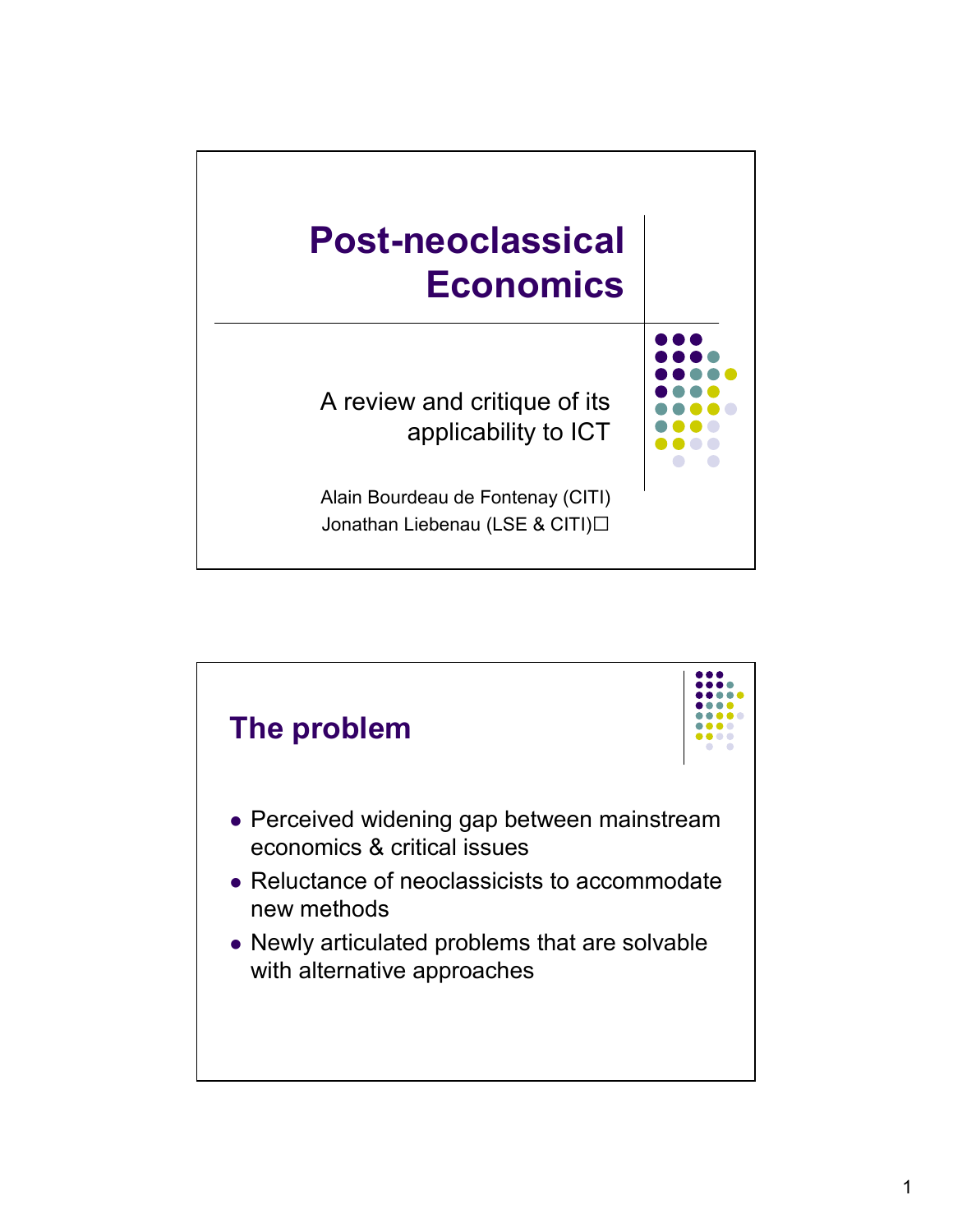# Post-neoclassical Economics

A review and critique of its applicability to ICT

Alain Bourdeau de Fontenay (CITI)
Jonathan Liebenau (LSE & CITI)

## The problem

- Perceived widening gap between mainstream economics & critical issues
- Reluctance of neoclassicists to accommodate new methods
- Newly articulated problems that are solvable with alternative approaches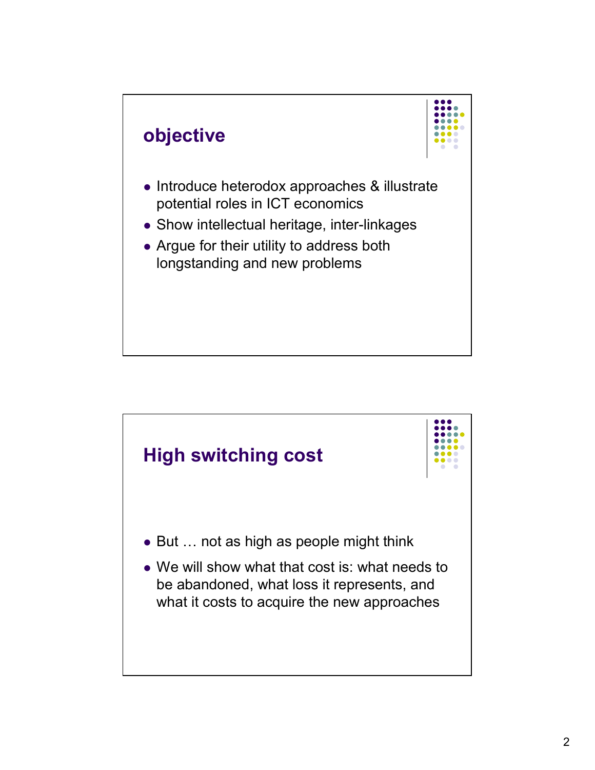## objective

- Introduce heterodox approaches & illustrate potential roles in ICT economics
- Show intellectual heritage, inter-linkages
- Argue for their utility to address both longstanding and new problems

## High switching cost

- But … not as high as people might think
- We will show what that cost is: what needs to be abandoned, what loss it represents, and what it costs to acquire the new approaches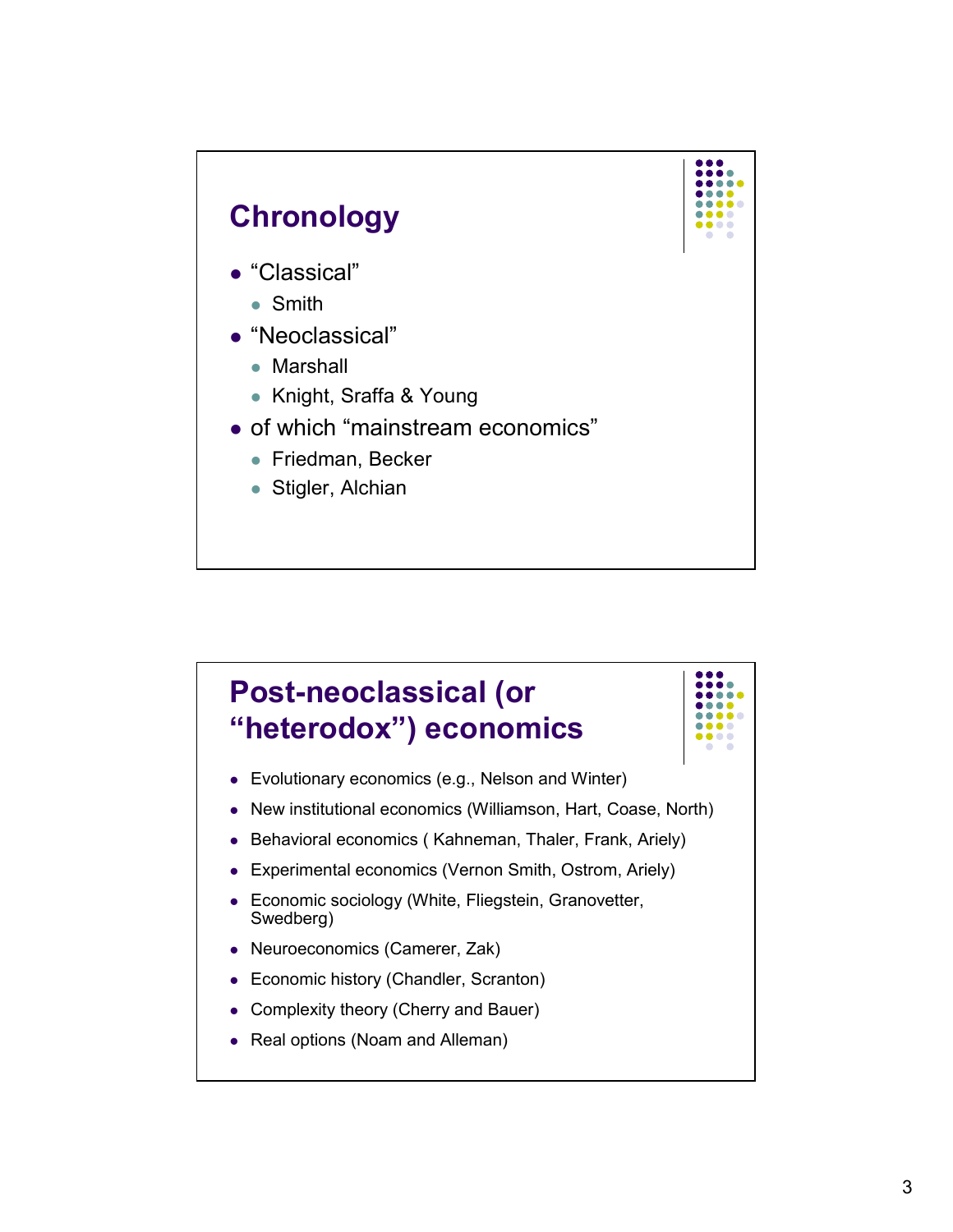## Chronology

- "Classical"
  - Smith
- "Neoclassical"
  - Marshall
  - Knight, Sraffa & Young
- of which "mainstream economics"
  - Friedman, Becker
  - Stigler, Alchian

## Post-neoclassical (or "heterodox") economics

- Evolutionary economics (e.g., Nelson and Winter)
- New institutional economics (Williamson, Hart, Coase, North)
- Behavioral economics ( Kahneman, Thaler, Frank, Ariely)
- Experimental economics (Vernon Smith, Ostrom, Ariely)
- Economic sociology (White, Fliegstein, Granovetter, Swedberg)
- Neuroeconomics (Camerer, Zak)
- Economic history (Chandler, Scranton)
- Complexity theory (Cherry and Bauer)
- Real options (Noam and Alleman)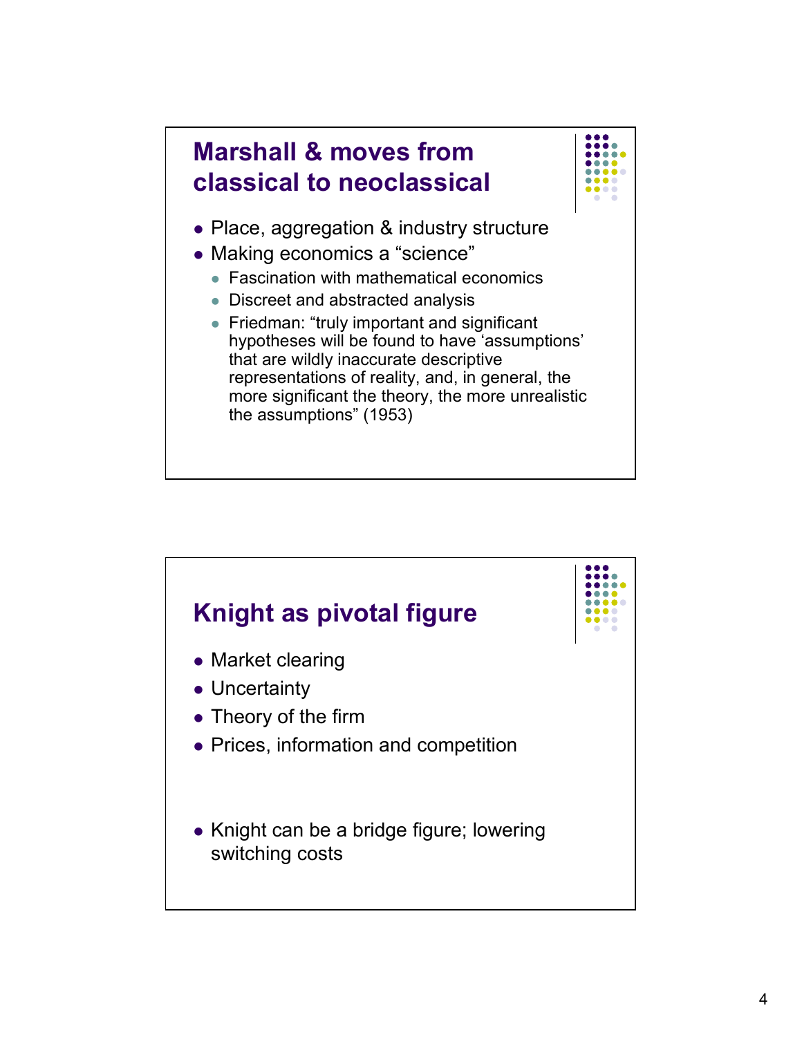## Marshall & moves from classical to neoclassical

- Place, aggregation & industry structure
- Making economics a "science"
  - Fascination with mathematical economics
  - Discreet and abstracted analysis
  - Friedman: "truly important and significant hypotheses will be found to have 'assumptions' that are wildly inaccurate descriptive representations of reality, and, in general, the more significant the theory, the more unrealistic the assumptions" (1953)

## Knight as pivotal figure

- Market clearing
- Uncertainty
- Theory of the firm
- Prices, information and competition

- Knight can be a bridge figure; lowering switching costs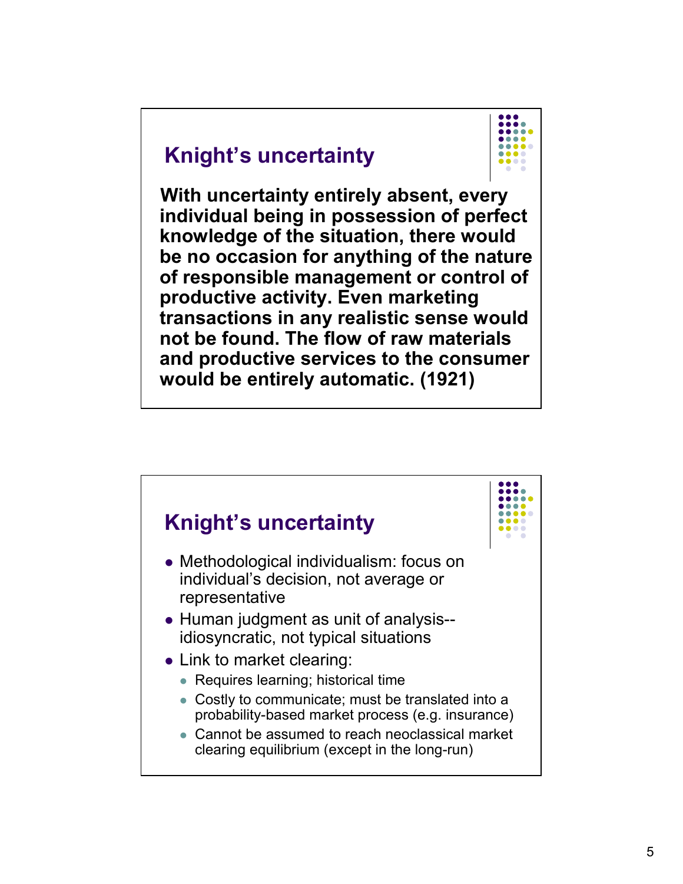## Knight's uncertainty

**With uncertainty entirely absent, every individual being in possession of perfect knowledge of the situation, there would be no occasion for anything of the nature of responsible management or control of productive activity. Even marketing transactions in any realistic sense would not be found. The flow of raw materials and productive services to the consumer would be entirely automatic. (1921)**

## Knight's uncertainty

- Methodological individualism: focus on individual's decision, not average or representative
- Human judgment as unit of analysis--idiosyncratic, not typical situations
- Link to market clearing:
  - Requires learning; historical time
  - Costly to communicate; must be translated into a probability-based market process (e.g. insurance)
  - Cannot be assumed to reach neoclassical market clearing equilibrium (except in the long-run)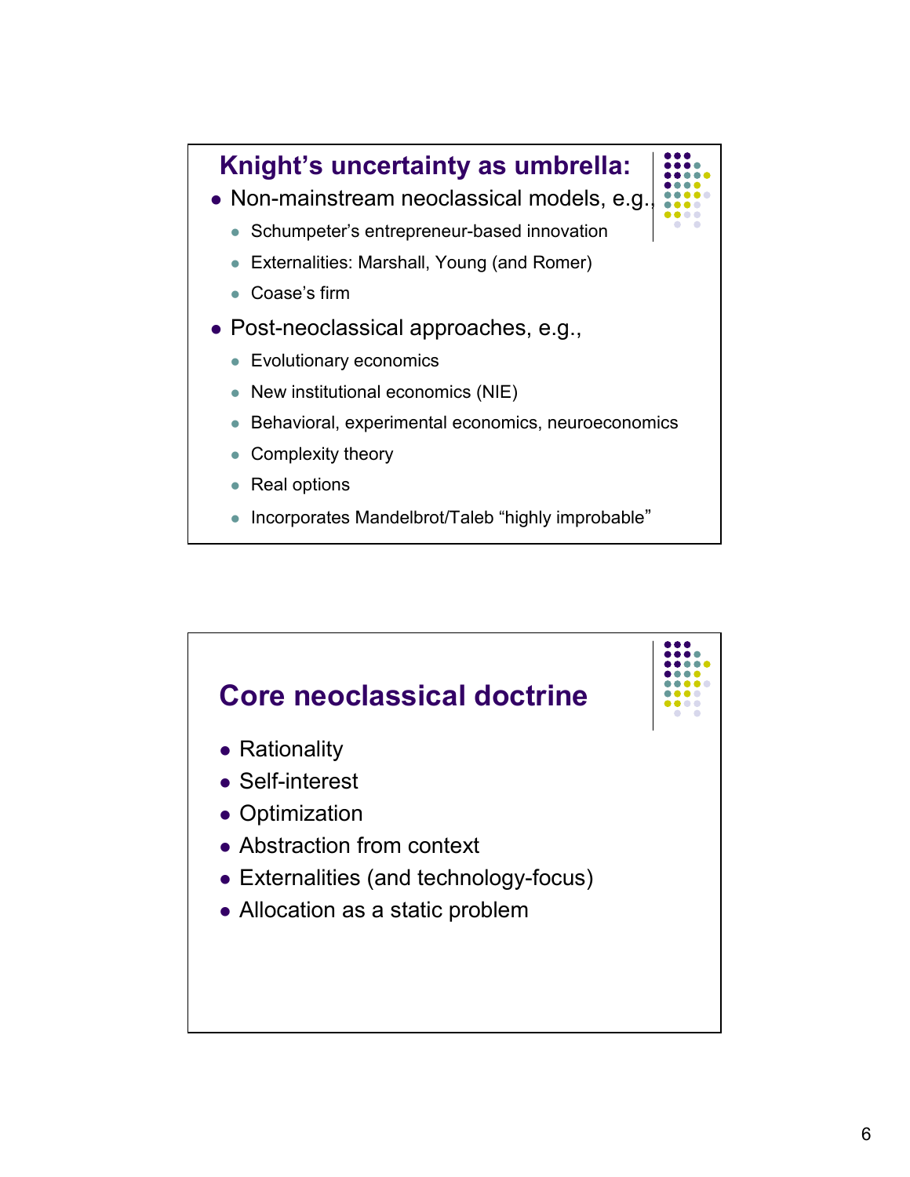## Knight's uncertainty as umbrella:

- Non-mainstream neoclassical models, e.g.,
  - Schumpeter's entrepreneur-based innovation
  - Externalities: Marshall, Young (and Romer)
  - Coase's firm
- Post-neoclassical approaches, e.g.,
  - Evolutionary economics
  - New institutional economics (NIE)
  - Behavioral, experimental economics, neuroeconomics
  - Complexity theory
  - Real options
  - Incorporates Mandelbrot/Taleb "highly improbable"

## Core neoclassical doctrine

- Rationality
- Self-interest
- Optimization
- Abstraction from context
- Externalities (and technology-focus)
- Allocation as a static problem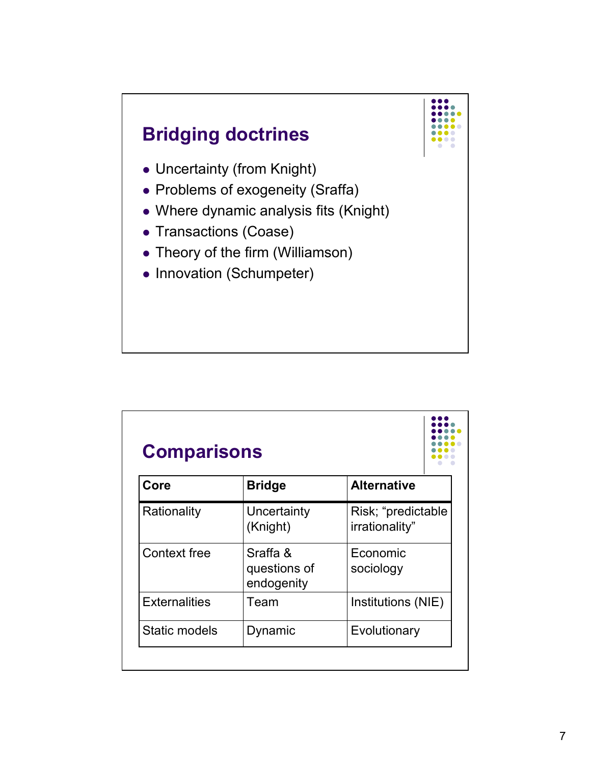## Bridging doctrines

- Uncertainty (from Knight)
- Problems of exogeneity (Sraffa)
- Where dynamic analysis fits (Knight)
- Transactions (Coase)
- Theory of the firm (Williamson)
- Innovation (Schumpeter)

## Comparisons

| Core | Bridge | Alternative |
|---|---|---|
| Rationality | Uncertainty (Knight) | Risk; "predictable irrationality" |
| Context free | Sraffa & questions of endogenity | Economic sociology |
| Externalities | Team | Institutions (NIE) |
| Static models | Dynamic | Evolutionary |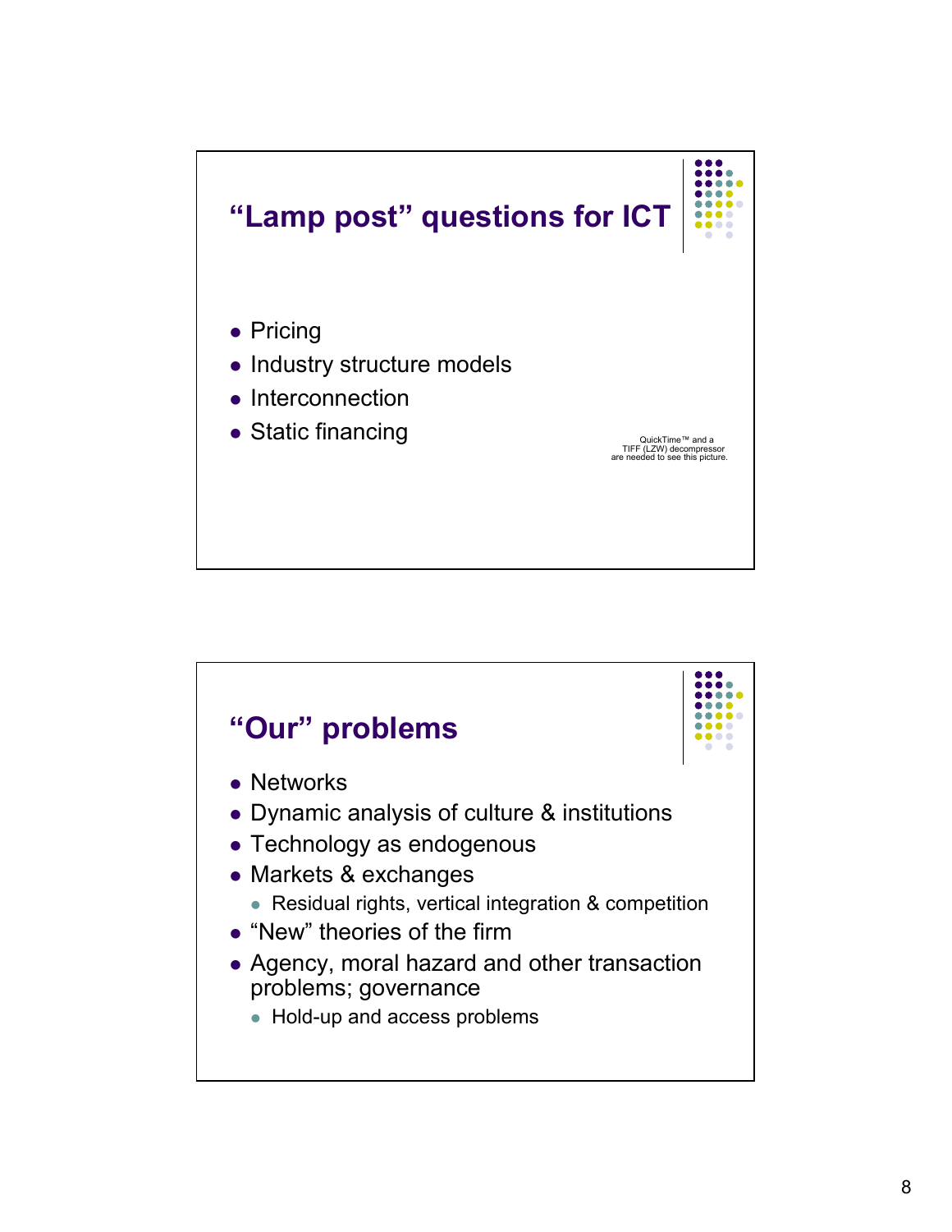## “Lamp post” questions for ICT

- Pricing
- Industry structure models
- Interconnection
- Static financing

QuickTime™ and a TIFF (LZW) decompressor are needed to see this picture.

## “Our” problems

- Networks
- Dynamic analysis of culture & institutions
- Technology as endogenous
- Markets & exchanges
  - Residual rights, vertical integration & competition
- “New” theories of the firm
- Agency, moral hazard and other transaction problems; governance
  - Hold-up and access problems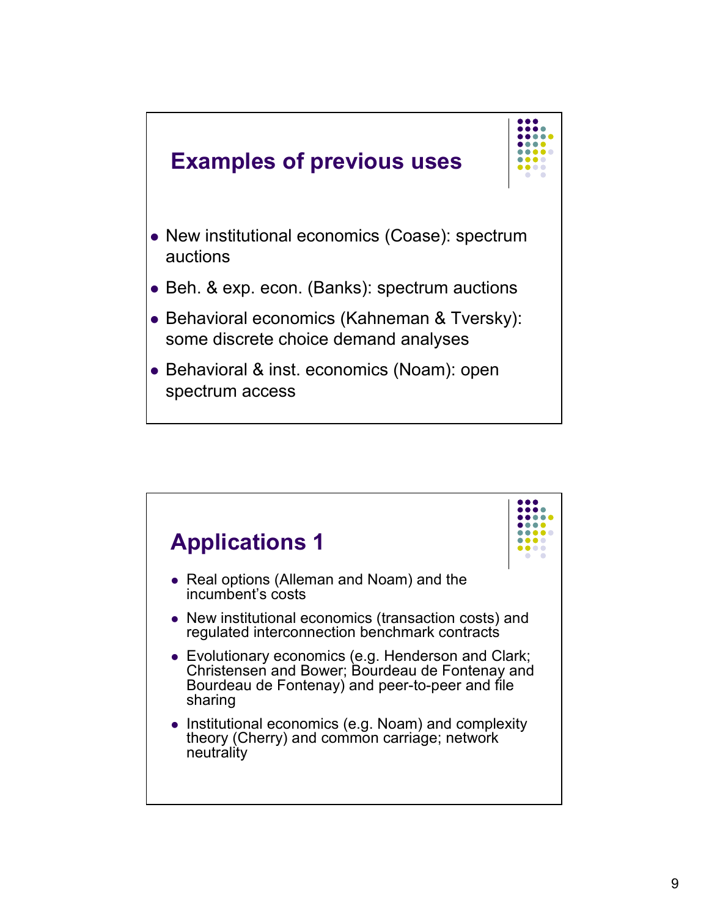## Examples of previous uses

- New institutional economics (Coase): spectrum auctions
- Beh. & exp. econ. (Banks): spectrum auctions
- Behavioral economics (Kahneman & Tversky): some discrete choice demand analyses
- Behavioral & inst. economics (Noam): open spectrum access

## Applications 1

- Real options (Alleman and Noam) and the incumbent's costs
- New institutional economics (transaction costs) and regulated interconnection benchmark contracts
- Evolutionary economics (e.g. Henderson and Clark; Christensen and Bower; Bourdeau de Fontenay and Bourdeau de Fontenay) and peer-to-peer and file sharing
- Institutional economics (e.g. Noam) and complexity theory (Cherry) and common carriage; network neutrality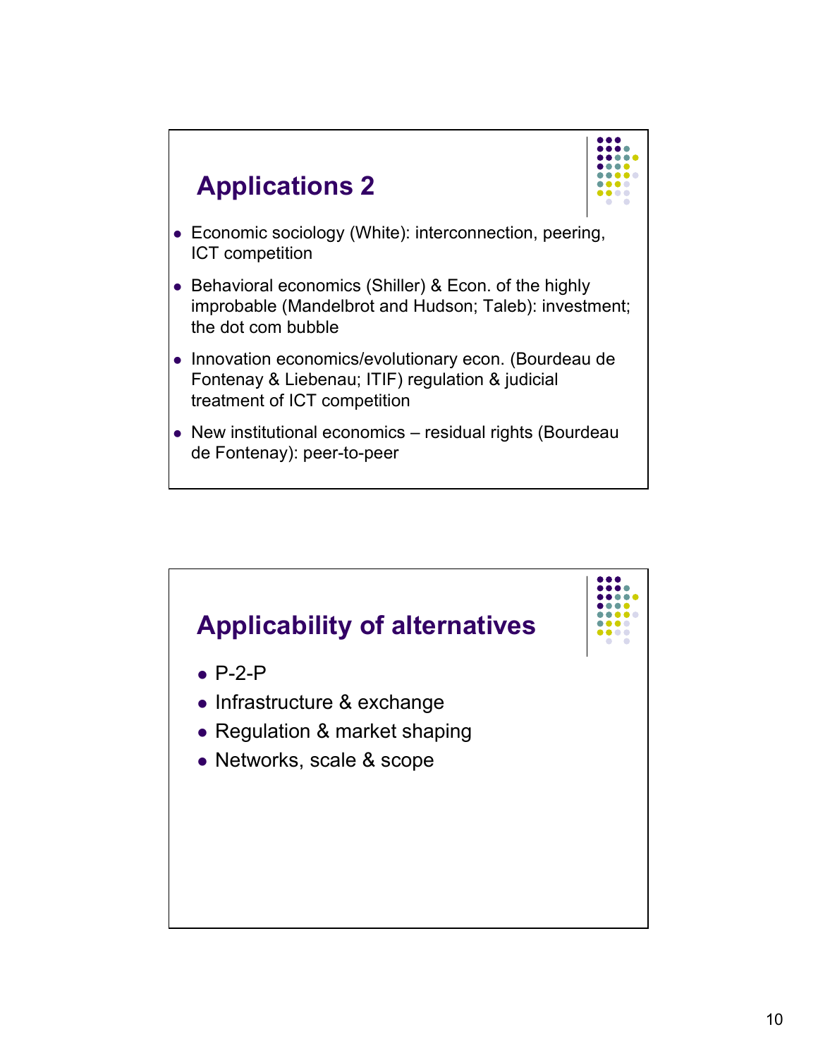## Applications 2

- Economic sociology (White): interconnection, peering, ICT competition
- Behavioral economics (Shiller) & Econ. of the highly improbable (Mandelbrot and Hudson; Taleb): investment; the dot com bubble
- Innovation economics/evolutionary econ. (Bourdeau de Fontenay & Liebenau; ITIF) regulation & judicial treatment of ICT competition
- New institutional economics – residual rights (Bourdeau de Fontenay): peer-to-peer

## Applicability of alternatives

- P-2-P
- Infrastructure & exchange
- Regulation & market shaping
- Networks, scale & scope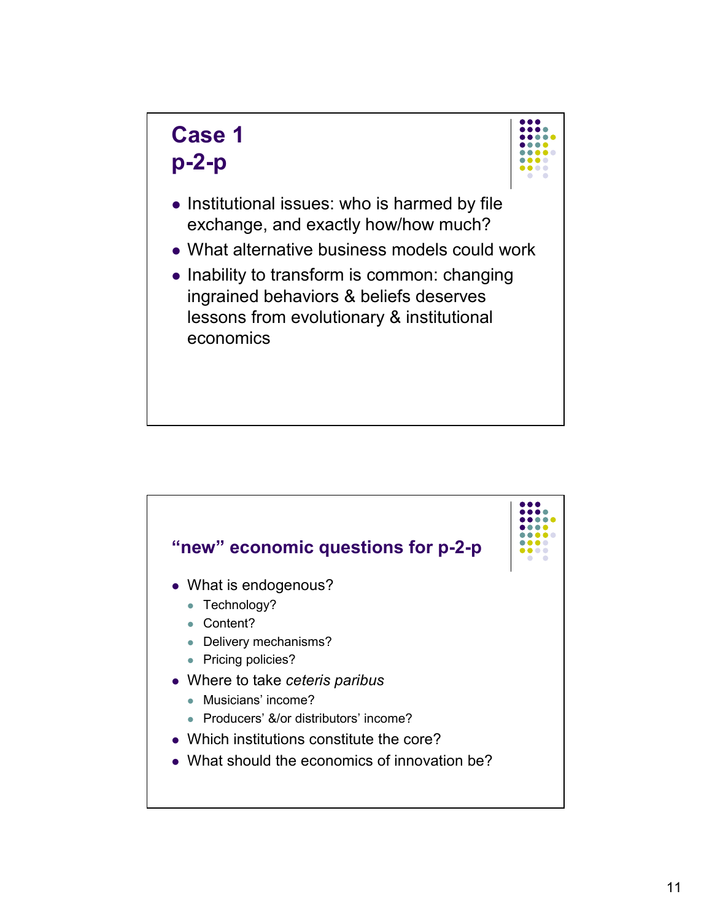## Case 1
## p-2-p

- Institutional issues: who is harmed by file exchange, and exactly how/how much?
- What alternative business models could work
- Inability to transform is common: changing ingrained behaviors & beliefs deserves lessons from evolutionary & institutional economics

## “new” economic questions for p-2-p

- What is endogenous?
  - Technology?
  - Content?
  - Delivery mechanisms?
  - Pricing policies?
- Where to take *ceteris paribus*
  - Musicians’ income?
  - Producers’ &/or distributors’ income?
- Which institutions constitute the core?
- What should the economics of innovation be?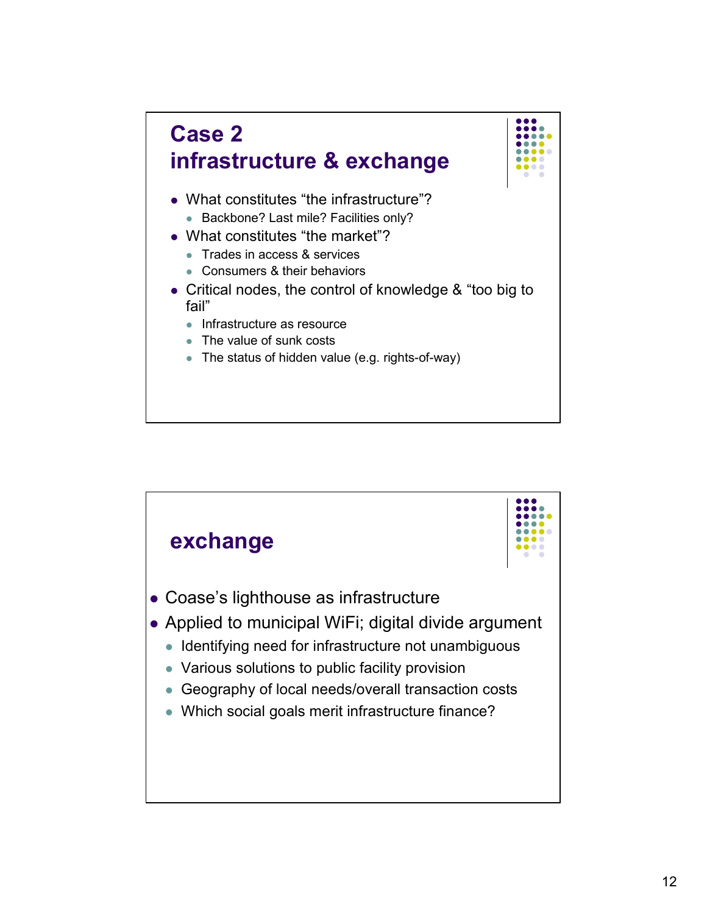## Case 2
## infrastructure & exchange

- What constitutes "the infrastructure"?
  - Backbone? Last mile? Facilities only?
- What constitutes "the market"?
  - Trades in access & services
  - Consumers & their behaviors
- Critical nodes, the control of knowledge & "too big to fail"
  - Infrastructure as resource
  - The value of sunk costs
  - The status of hidden value (e.g. rights-of-way)

## exchange

- Coase's lighthouse as infrastructure
- Applied to municipal WiFi; digital divide argument
  - Identifying need for infrastructure not unambiguous
  - Various solutions to public facility provision
  - Geography of local needs/overall transaction costs
  - Which social goals merit infrastructure finance?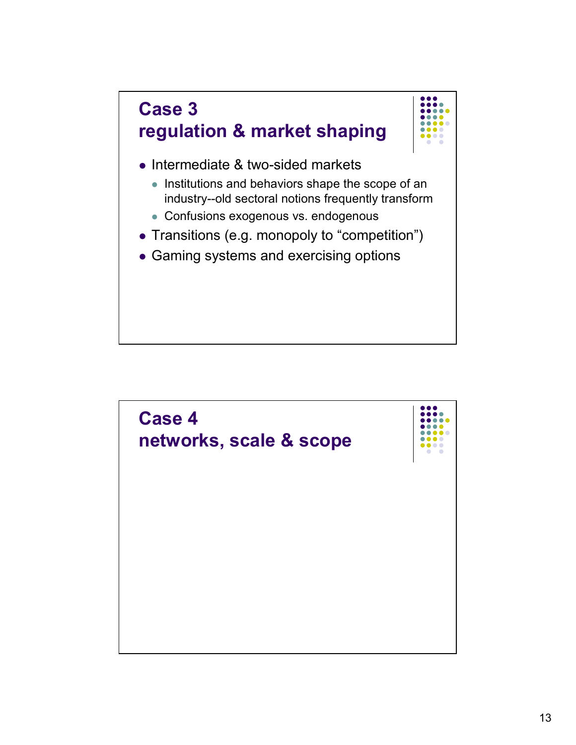## Case 3
## regulation & market shaping

- Intermediate & two-sided markets
  - Institutions and behaviors shape the scope of an industry--old sectoral notions frequently transform
  - Confusions exogenous vs. endogenous
- Transitions (e.g. monopoly to "competition")
- Gaming systems and exercising options

## Case 4
## networks, scale & scope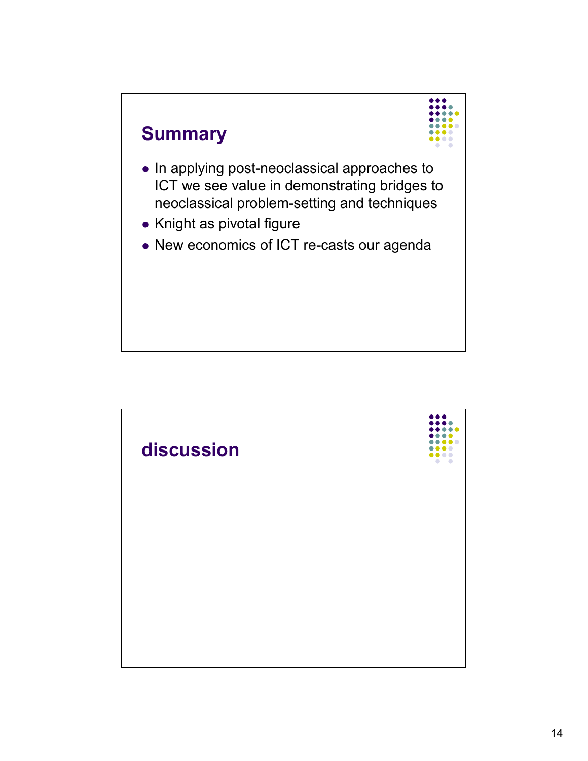## Summary

- In applying post-neoclassical approaches to ICT we see value in demonstrating bridges to neoclassical problem-setting and techniques
- Knight as pivotal figure
- New economics of ICT re-casts our agenda

## discussion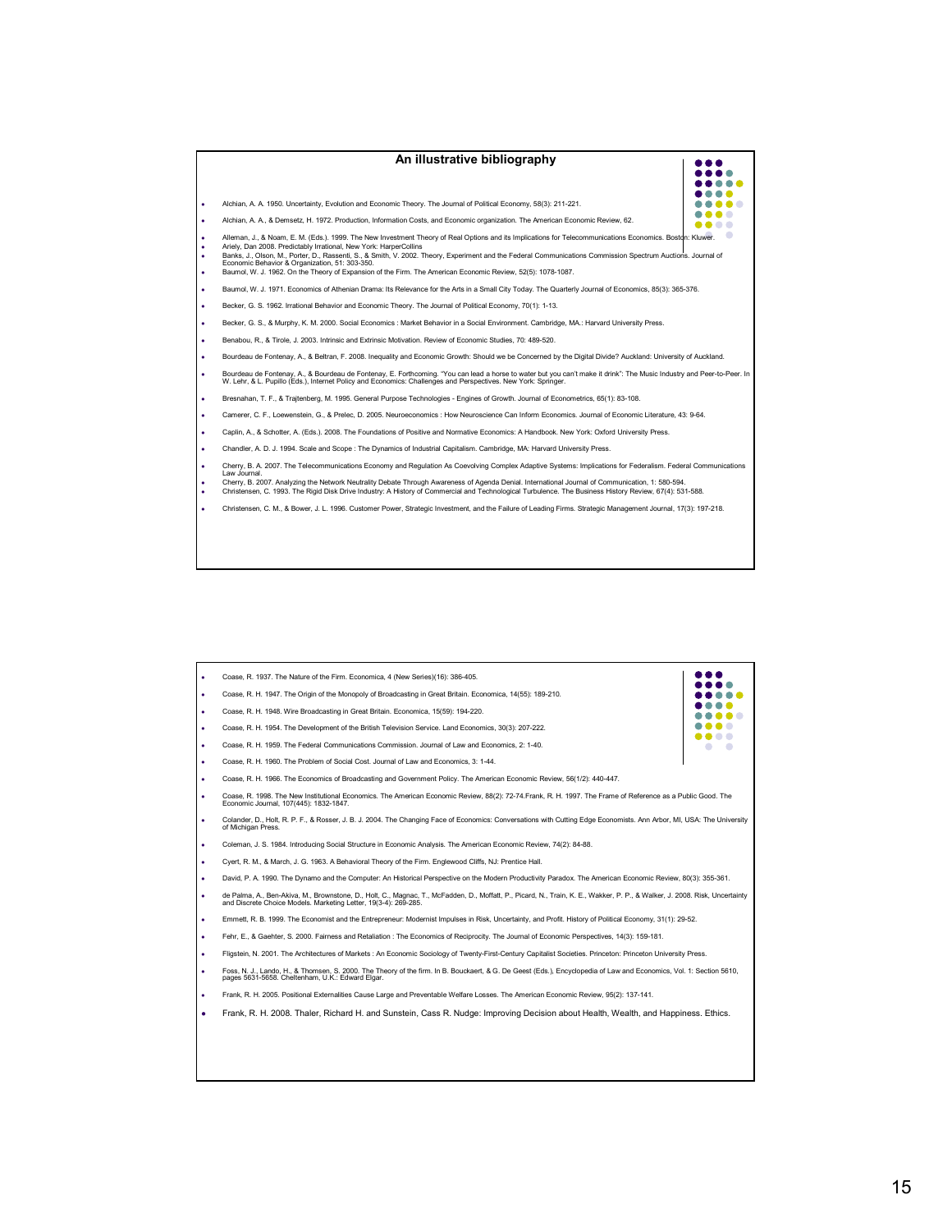## An illustrative bibliography

- Alchian, A. A. 1950. Uncertainty, Evolution and Economic Theory. The Journal of Political Economy, 58(3): 211-221.
- Alchian, A. A., & Demsetz, H. 1972. Production, Information Costs, and Economic organization. The American Economic Review, 62.
- Alleman, J., & Noam, E. M. (Eds.). 1999. The New Investment Theory of Real Options and its Implications for Telecommunications Economics. Boston: Kluwer.
- Ariely, Dan 2008. Predictably Irrational, New York: HarperCollins
- Banks, J., Olson, M., Porter, D., Rassenti, S., & Smith, V. 2002. Theory, Experiment and the Federal Communications Commission Spectrum Auctions. Journal of Economic Behavior & Organization, 51: 303-350.
- Baumol, W. J. 1962. On the Theory of Expansion of the Firm. The American Economic Review, 52(5): 1078-1087.
- Baumol, W. J. 1971. Economics of Athenian Drama: Its Relevance for the Arts in a Small City Today. The Quarterly Journal of Economics, 85(3): 365-376.
- Becker, G. S. 1962. Irrational Behavior and Economic Theory. The Journal of Political Economy, 70(1): 1-13.
- Becker, G. S., & Murphy, K. M. 2000. Social Economics : Market Behavior in a Social Environment. Cambridge, MA.: Harvard University Press.
- Benabou, R., & Tirole, J. 2003. Intrinsic and Extrinsic Motivation. Review of Economic Studies, 70: 489-520.
- Bourdeau de Fontenay, A., & Beltran, F. 2008. Inequality and Economic Growth: Should we be Concerned by the Digital Divide? Auckland: University of Auckland.
- Bourdeau de Fontenay, A., & Bourdeau de Fontenay, E. Forthcoming. "You can lead a horse to water but you can't make it drink": The Music Industry and Peer-to-Peer. In W. Lehr, & L. Pupillo (Eds.), Internet Policy and Economics: Challenges and Perspectives. New York: Springer.
- Bresnahan, T. F., & Trajtenberg, M. 1995. General Purpose Technologies - Engines of Growth. Journal of Econometrics, 65(1): 83-108.
- Camerer, C. F., Loewenstein, G., & Prelec, D. 2005. Neuroeconomics : How Neuroscience Can Inform Economics. Journal of Economic Literature, 43: 9-64.
- Caplin, A., & Schotter, A. (Eds.). 2008. The Foundations of Positive and Normative Economics: A Handbook. New York: Oxford University Press.
- Chandler, A. D. J. 1994. Scale and Scope : The Dynamics of Industrial Capitalism. Cambridge, MA: Harvard University Press.
- Cherry, B. A. 2007. The Telecommunications Economy and Regulation As Coevolving Complex Adaptive Systems: Implications for Federalism. Federal Communications Law Journal.
- Cherry, B. 2007. Analyzing the Network Neutrality Debate Through Awareness of Agenda Denial. International Journal of Communication, 1: 580-594.
- Christensen, C. 1993. The Rigid Disk Drive Industry: A History of Commercial and Technological Turbulence. The Business History Review, 67(4): 531-588.
- Christensen, C. M., & Bower, J. L. 1996. Customer Power, Strategic Investment, and the Failure of Leading Firms. Strategic Management Journal, 17(3): 197-218.

---

- Coase, R. 1937. The Nature of the Firm. Economica, 4 (New Series)(16): 386-405.
- Coase, R. H. 1947. The Origin of the Monopoly of Broadcasting in Great Britain. Economica, 14(55): 189-210.
- Coase, R. H. 1948. Wire Broadcasting in Great Britain. Economica, 15(59): 194-220.
- Coase, R. H. 1954. The Development of the British Television Service. Land Economics, 30(3): 207-222.
- Coase, R. H. 1959. The Federal Communications Commission. Journal of Law and Economics, 2: 1-40.
- Coase, R. H. 1960. The Problem of Social Cost. Journal of Law and Economics, 3: 1-44.
- Coase, R. H. 1966. The Economics of Broadcasting and Government Policy. The American Economic Review, 56(1/2): 440-447.
- Coase, R. 1998. The New Institutional Economics. The American Economic Review, 88(2): 72-74.Frank, R. H. 1997. The Frame of Reference as a Public Good. The Economic Journal, 107(445): 1832-1847.
- Colander, D., Holt, R. P. F., & Rosser, J. B. J. 2004. The Changing Face of Economics: Conversations with Cutting Edge Economists. Ann Arbor, MI, USA: The University of Michigan Press.
- Coleman, J. S. 1984. Introducing Social Structure in Economic Analysis. The American Economic Review, 74(2): 84-88.
- Cyert, R. M., & March, J. G. 1963. A Behavioral Theory of the Firm. Englewood Cliffs, NJ: Prentice Hall.
- David, P. A. 1990. The Dynamo and the Computer: An Historical Perspective on the Modern Productivity Paradox. The American Economic Review, 80(3): 355-361.
- de Palma, A., Ben-Akiva, M., Brownstone, D., Holt, C., Magnac, T., McFadden, D., Moffatt, P., Picard, N., Train, K. E., Wakker, P. P., & Walker, J. 2008. Risk, Uncertainty and Discrete Choice Models. Marketing Letter, 19(3-4): 269-285.
- Emmett, R. B. 1999. The Economist and the Entrepreneur: Modernist Impulses in Risk, Uncertainty, and Profit. History of Political Economy, 31(1): 29-52.
- Fehr, E., & Gaehter, S. 2000. Fairness and Retaliation : The Economics of Reciprocity. The Journal of Economic Perspectives, 14(3): 159-181.
- Fligstein, N. 2001. The Architectures of Markets : An Economic Sociology of Twenty-First-Century Capitalist Societies. Princeton: Princeton University Press.
- Foss, N. J., Lando, H., & Thomsen, S. 2000. The Theory of the firm. In B. Bouckaert, & G. De Geest (Eds.), Encyclopedia of Law and Economics, Vol. 1: Section 5610, pages 5631-5658. Cheltenham, U.K.: Edward Elgar.
- Frank, R. H. 2005. Positional Externalities Cause Large and Preventable Welfare Losses. The American Economic Review, 95(2): 137-141.
- Frank, R. H. 2008. Thaler, Richard H. and Sunstein, Cass R. Nudge: Improving Decision about Health, Wealth, and Happiness. Ethics.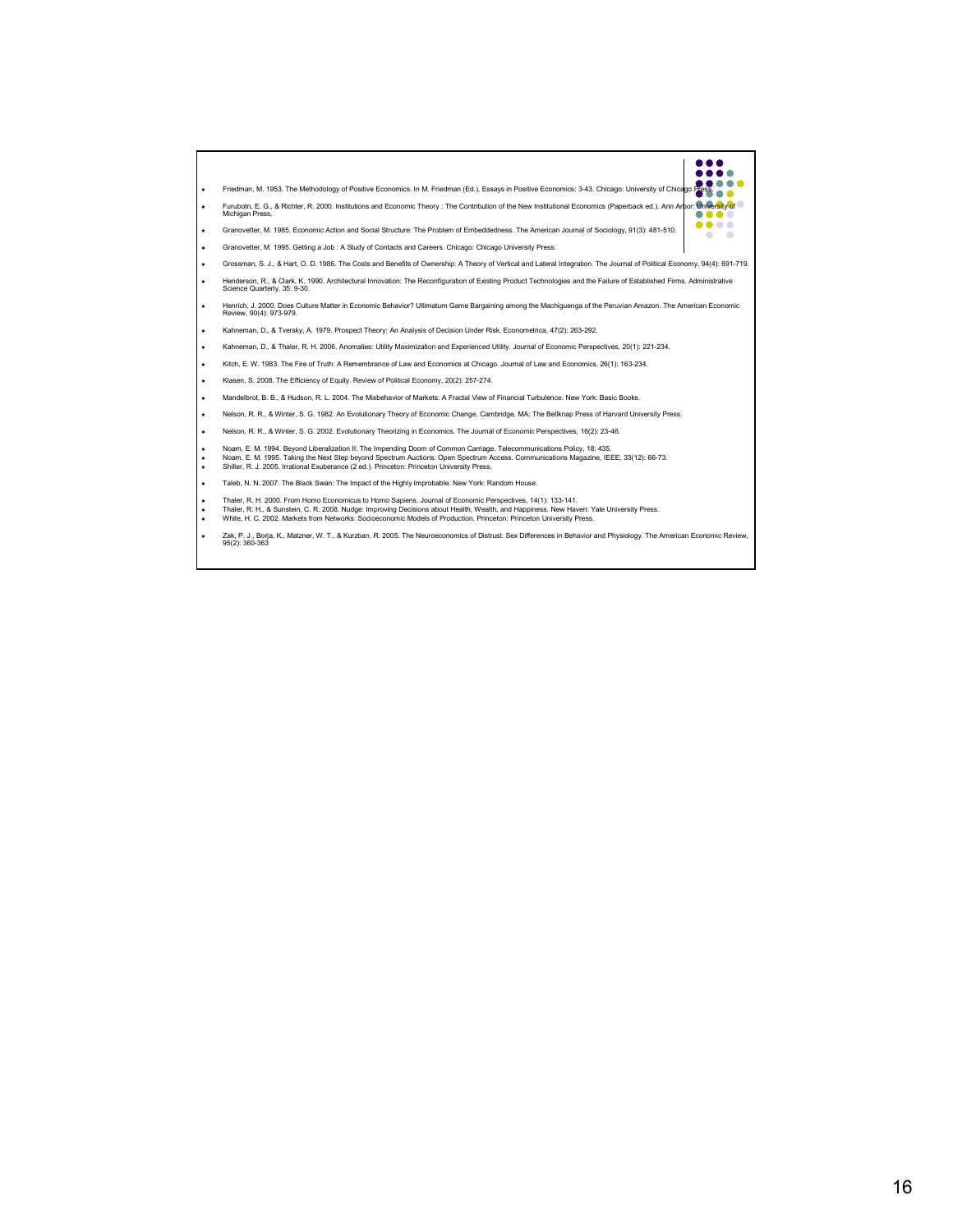- Friedman, M. 1953. The Methodology of Positive Economics. In M. Friedman (Ed.), Essays in Positive Economics: 3-43. Chicago: University of Chicago Press.
- Furubotn, E. G., & Richter, R. 2000. Institutions and Economic Theory : The Contribution of the New Institutional Economics (Paperback ed.). Ann Arbor: University of Michigan Press.
- Granovetter, M. 1985. Economic Action and Social Structure: The Problem of Embeddedness. The American Journal of Sociology, 91(3): 481-510.
- Granovetter, M. 1995. Getting a Job : A Study of Contacts and Careers. Chicago: Chicago University Press.
- Grossman, S. J., & Hart, O. D. 1986. The Costs and Benefits of Ownership: A Theory of Vertical and Lateral Integration. The Journal of Political Economy, 94(4): 691-719.
- Henderson, R., & Clark, K. 1990. Architectural Innovation: The Reconfiguration of Existing Product Technologies and the Failure of Established Firms. Administrative Science Quarterly, 35: 9-30.
- Henrich, J. 2000. Does Culture Matter in Economic Behavior? Ultimatum Game Bargaining among the Machiguenga of the Peruvian Amazon. The American Economic Review, 90(4): 973-979.
- Kahneman, D., & Tversky, A. 1979. Prospect Theory: An Analysis of Decision Under Risk. Econometrica, 47(2): 263-292.
- Kahneman, D., & Thaler, R. H. 2006. Anomalies: Utility Maximization and Experienced Utility. Journal of Economic Perspectives, 20(1): 221-234.
- Kitch, E. W. 1983. The Fire of Truth: A Remembrance of Law and Economics at Chicago. Journal of Law and Economics, 26(1): 163-234.
- Klasen, S. 2008. The Efficiency of Equity. Review of Political Economy, 20(2): 257-274.
- Mandelbrot, B. B., & Hudson, R. L. 2004. The Misbehavior of Markets: A Fractal View of Financial Turbulence. New York: Basic Books.
- Nelson, R. R., & Winter, S. G. 1982. An Evolutionary Theory of Economic Change. Cambridge, MA: The Bellknap Press of Harvard University Press.
- Nelson, R. R., & Winter, S. G. 2002. Evolutionary Theorizing in Economics. The Journal of Economic Perspectives, 16(2): 23-46.
- Noam, E. M. 1994. Beyond Liberalization II: The Impending Doom of Common Carriage. Telecommunications Policy, 18: 435.
- Noam, E. M. 1995. Taking the Next Step beyond Spectrum Auctions: Open Spectrum Access. Communications Magazine, IEEE, 33(12): 66-73.
- Shiller, R. J. 2005. Irrational Exuberance (2 ed.). Princeton: Princeton University Press.
- Taleb, N. N. 2007. The Black Swan: The Impact of the Highly Improbable. New York: Random House.
- Thaler, R. H. 2000. From Homo Economicus to Homo Sapiens. Journal of Economic Perspectives, 14(1): 133-141.
- Thaler, R. H., & Sunstein, C. R. 2008. Nudge: Improving Decisions about Health, Wealth, and Happiness. New Haven: Yale University Press.
- White, H. C. 2002. Markets from Networks: Socioeconomic Models of Production. Princeton: Princeton University Press.
- Zak, P. J., Borja, K., Matzner, W. T., & Kurzban, R. 2005. The Neuroeconomics of Distrust: Sex Differences in Behavior and Physiology. The American Economic Review, 95(2): 360-363